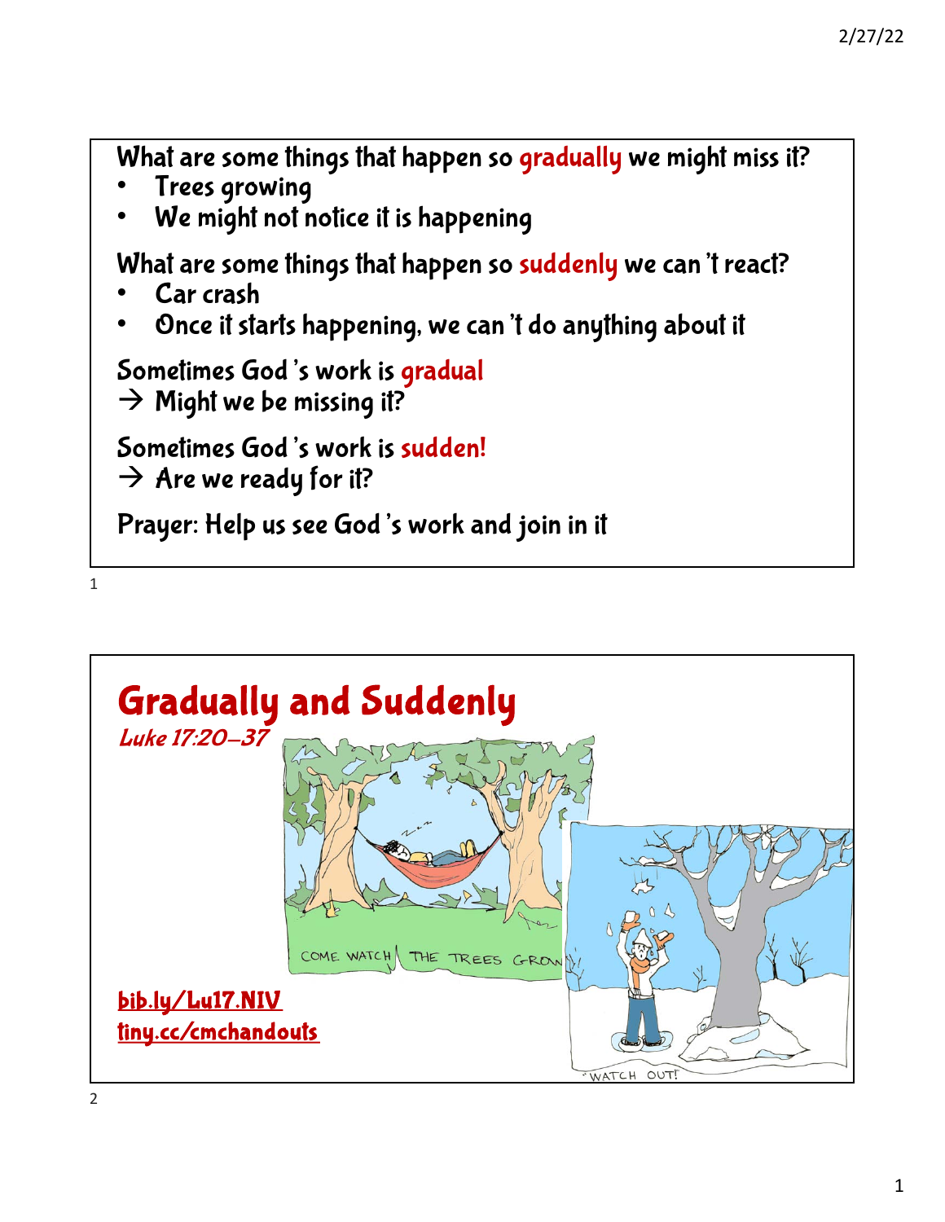What are some things that happen so gradually we might miss it?

- Trees growing
- We might not notice it is happening

What are some things that happen so suddenly we can't react?

- Car crash
- Once it starts happening, we can't do anything about it

Sometimes God's work is gradual

→ Might we be missing it?

Sometimes God's work is sudden!

→ Are we ready for it?

Prayer: Help us see God's work and join in it

# Gradually and Suddenly

*Luke 17:20–37*

bib.ly/Lu17.NIV

tiny.cc/cmchandouts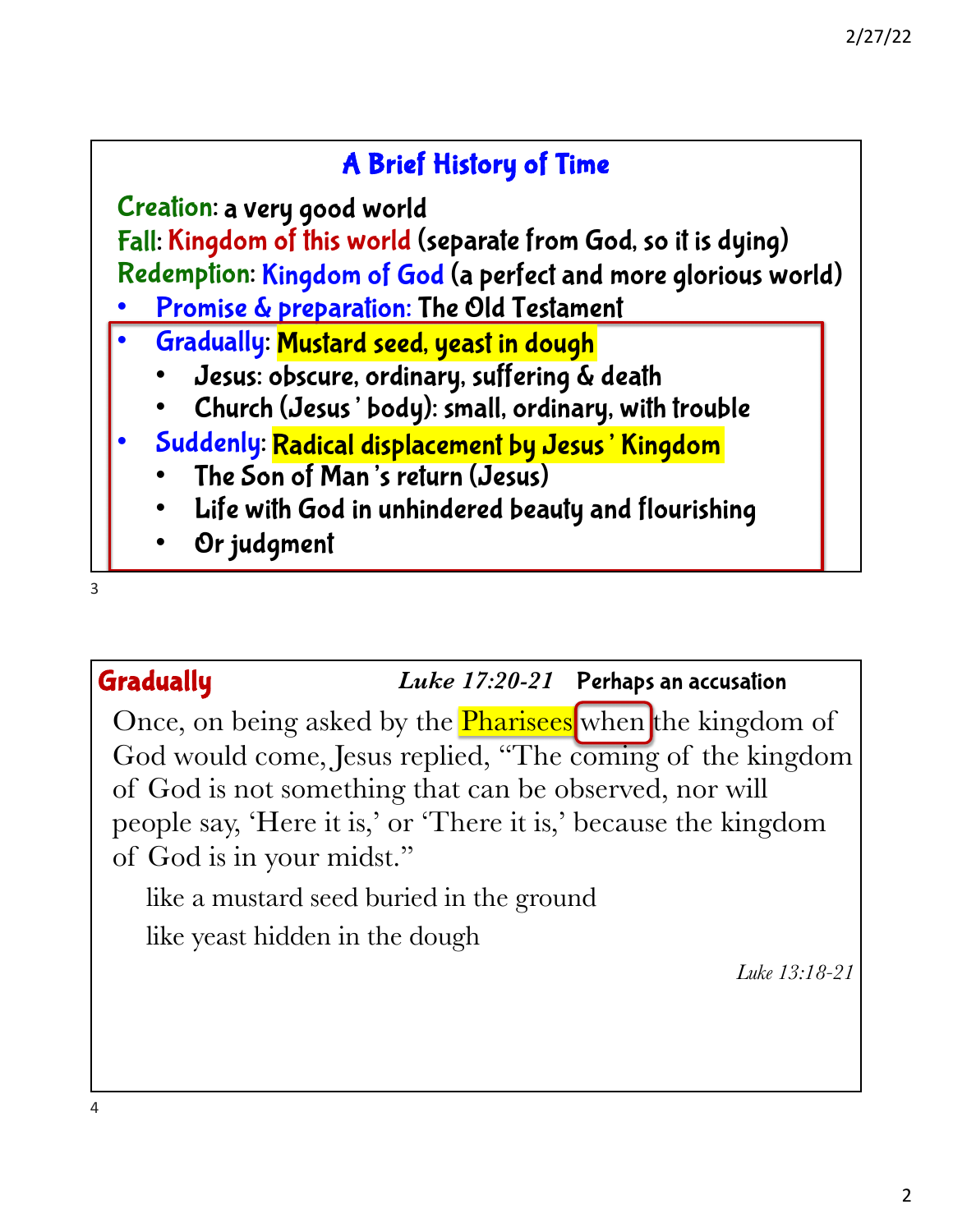## A Brief History of Time

**Creation**: a very good world
**Fall**: Kingdom of this world (separate from God, so it is dying)
**Redemption**: Kingdom of God (a perfect and more glorious world)

- **Promise & preparation:** The Old Testament
- **Gradually**: Mustard seed, yeast in dough
  - Jesus: obscure, ordinary, suffering & death
  - Church (Jesus' body): small, ordinary, with trouble
- **Suddenly**: Radical displacement by Jesus' Kingdom
  - The Son of Man's return (Jesus)
  - Life with God in unhindered beauty and flourishing
  - Or judgment

3

## Gradually

*Luke 17:20-21* **Perhaps an accusation**

Once, on being asked by the Pharisees when the kingdom of God would come, Jesus replied, "The coming of the kingdom of God is not something that can be observed, nor will people say, 'Here it is,' or 'There it is,' because the kingdom of God is in your midst."

like a mustard seed buried in the ground

like yeast hidden in the dough

*Luke 13:18-21*

4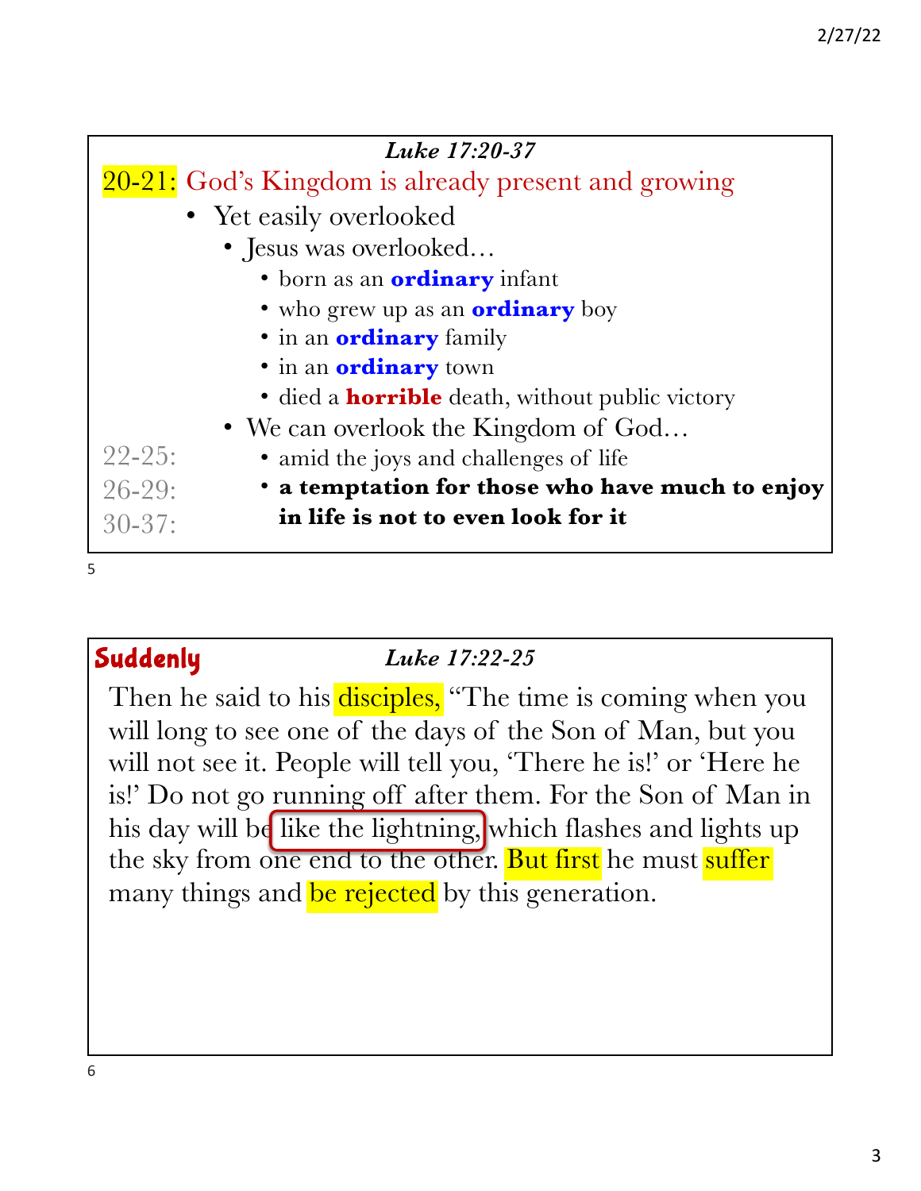### *Luke 17:20-37*

**20-21:** God's Kingdom is already present and growing

- Yet easily overlooked
  - Jesus was overlooked…
    - born as an **ordinary** infant
    - who grew up as an **ordinary** boy
    - in an **ordinary** family
    - in an **ordinary** town
    - died a **horrible** death, without public victory
  - We can overlook the Kingdom of God…
    - 22-25: amid the joys and challenges of life
    - 26-29: **a temptation for those who have much to enjoy in life is not to even look for it**
    - 30-37:

---

## Suddenly

### *Luke 17:22-25*

Then he said to his disciples, "The time is coming when you will long to see one of the days of the Son of Man, but you will not see it. People will tell you, 'There he is!' or 'Here he is!' Do not go running off after them. For the Son of Man in his day will be like the lightning, which flashes and lights up the sky from one end to the other. But first he must suffer many things and be rejected by this generation.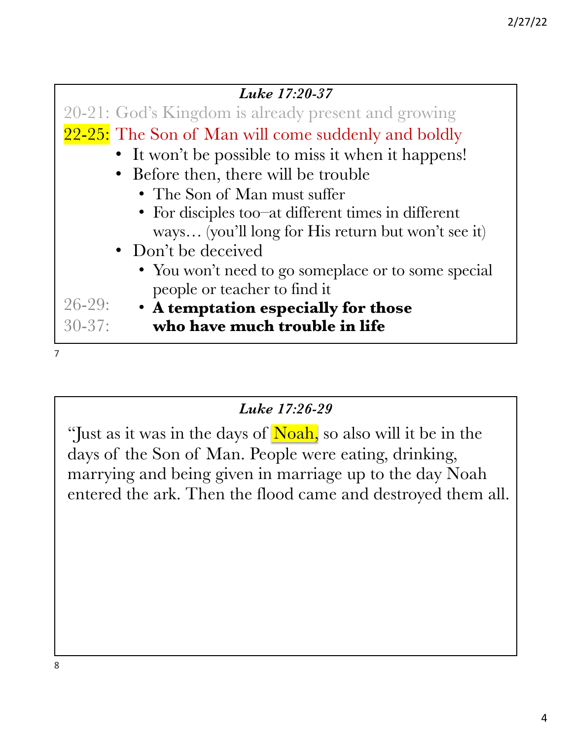### *Luke 17:20-37*

20-21: God's Kingdom is already present and growing

22-25: The Son of Man will come suddenly and boldly

- It won't be possible to miss it when it happens!
- Before then, there will be trouble
  - The Son of Man must suffer
  - For disciples too–at different times in different ways… (you'll long for His return but won't see it)
- Don't be deceived
  - You won't need to go someplace or to some special people or teacher to find it
  - **A temptation especially for those who have much trouble in life**

26-29:

30-37:

### *Luke 17:26-29*

"Just as it was in the days of Noah, so also will it be in the days of the Son of Man. People were eating, drinking, marrying and being given in marriage up to the day Noah entered the ark. Then the flood came and destroyed them all.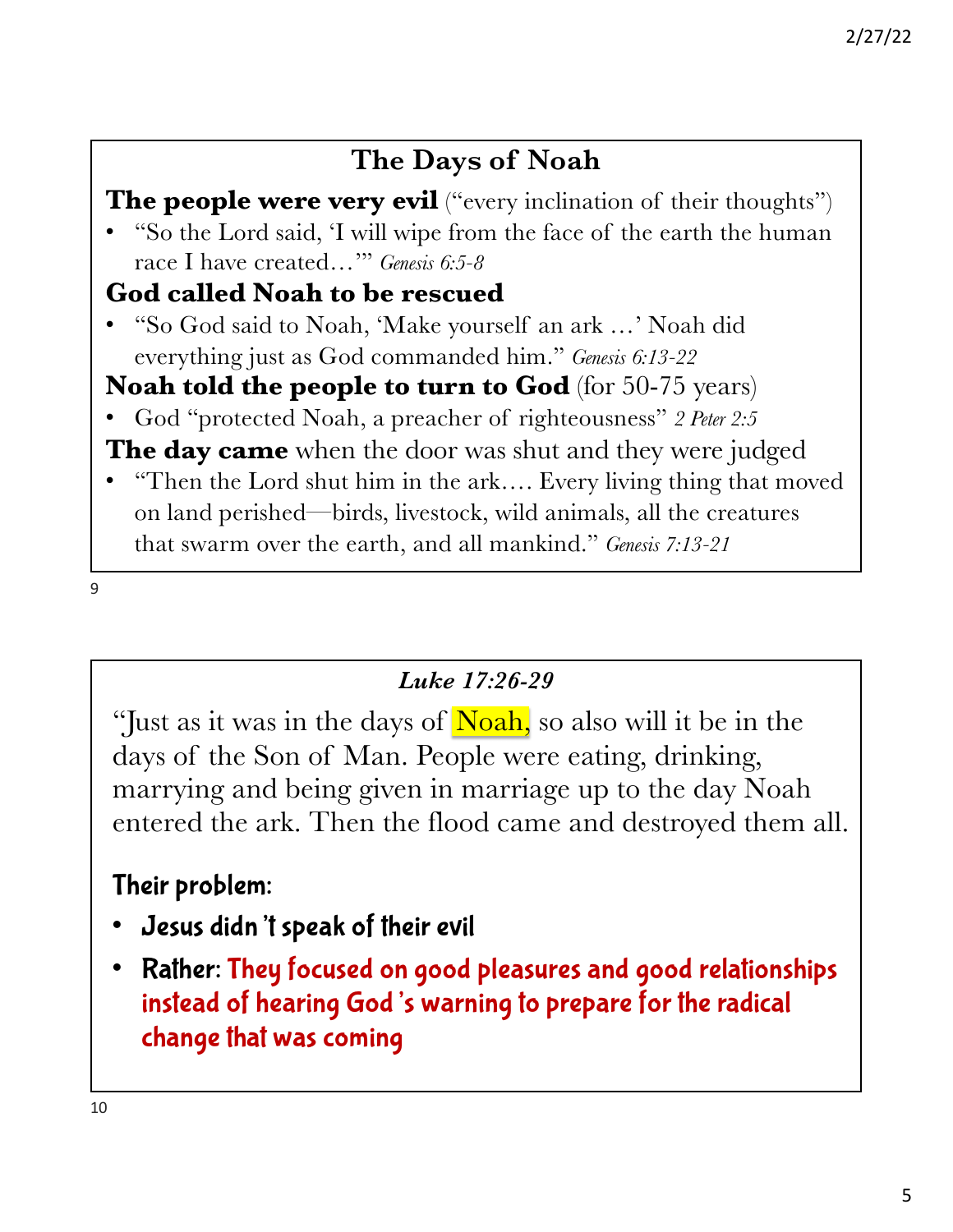## The Days of Noah

**The people were very evil** ("every inclination of their thoughts")

- "So the Lord said, 'I will wipe from the face of the earth the human race I have created…'" *Genesis 6:5-8*

**God called Noah to be rescued**

- "So God said to Noah, 'Make yourself an ark …' Noah did everything just as God commanded him." *Genesis 6:13-22*

**Noah told the people to turn to God** (for 50-75 years)

- God "protected Noah, a preacher of righteousness" *2 Peter 2:5*

**The day came** when the door was shut and they were judged

- "Then the Lord shut him in the ark…. Every living thing that moved on land perished—birds, livestock, wild animals, all the creatures that swarm over the earth, and all mankind." *Genesis 7:13-21*

9

## *Luke 17:26-29*

"Just as it was in the days of Noah, so also will it be in the days of the Son of Man. People were eating, drinking, marrying and being given in marriage up to the day Noah entered the ark. Then the flood came and destroyed them all.

**Their problem:**

- **Jesus didn't speak of their evil**
- **Rather: They focused on good pleasures and good relationships instead of hearing God's warning to prepare for the radical change that was coming**

10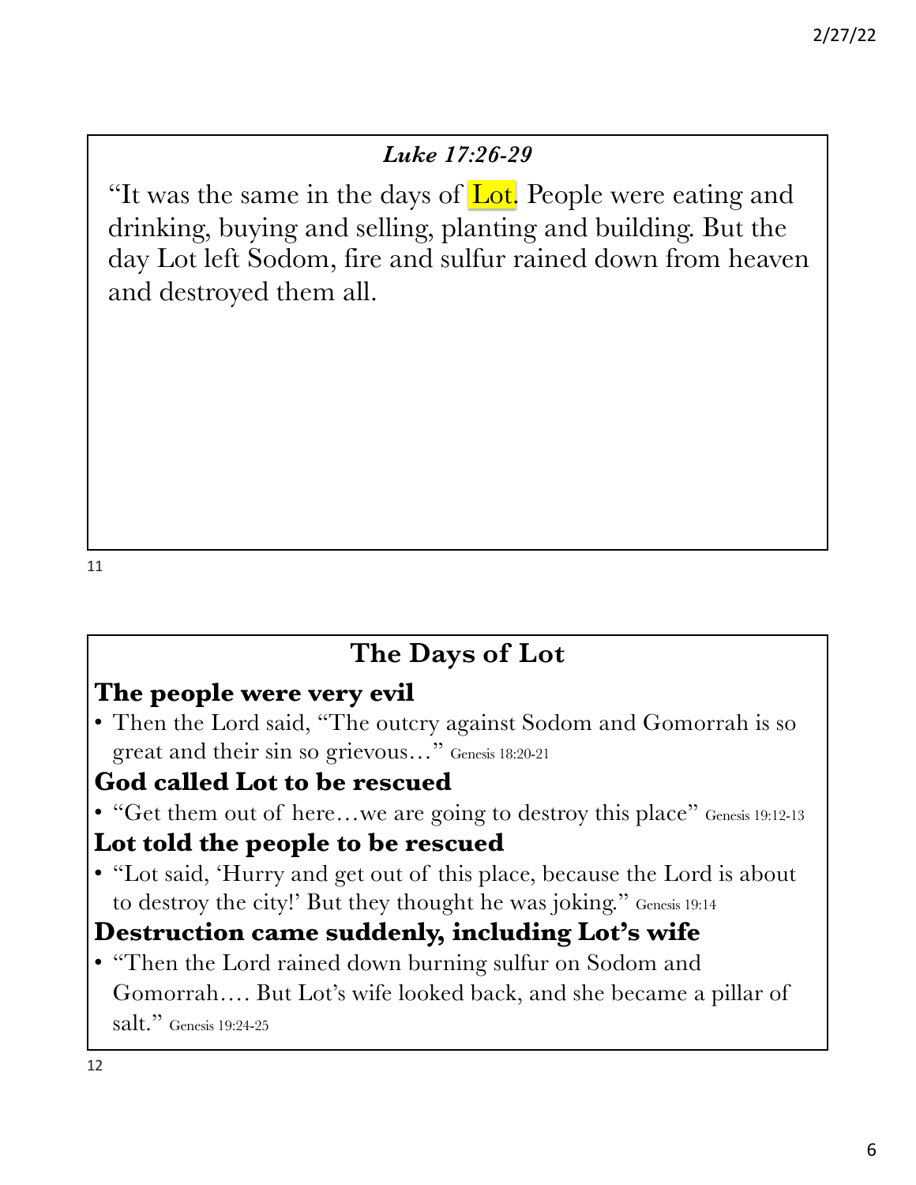### *Luke 17:26-29*

"It was the same in the days of Lot. People were eating and drinking, buying and selling, planting and building. But the day Lot left Sodom, fire and sulfur rained down from heaven and destroyed them all.

## The Days of Lot

**The people were very evil**

- Then the Lord said, "The outcry against Sodom and Gomorrah is so great and their sin so grievous…" Genesis 18:20-21

**God called Lot to be rescued**

- "Get them out of here…we are going to destroy this place" Genesis 19:12-13

**Lot told the people to be rescued**

- "Lot said, 'Hurry and get out of this place, because the Lord is about to destroy the city!' But they thought he was joking." Genesis 19:14

**Destruction came suddenly, including Lot's wife**

- "Then the Lord rained down burning sulfur on Sodom and Gomorrah…. But Lot's wife looked back, and she became a pillar of salt." Genesis 19:24-25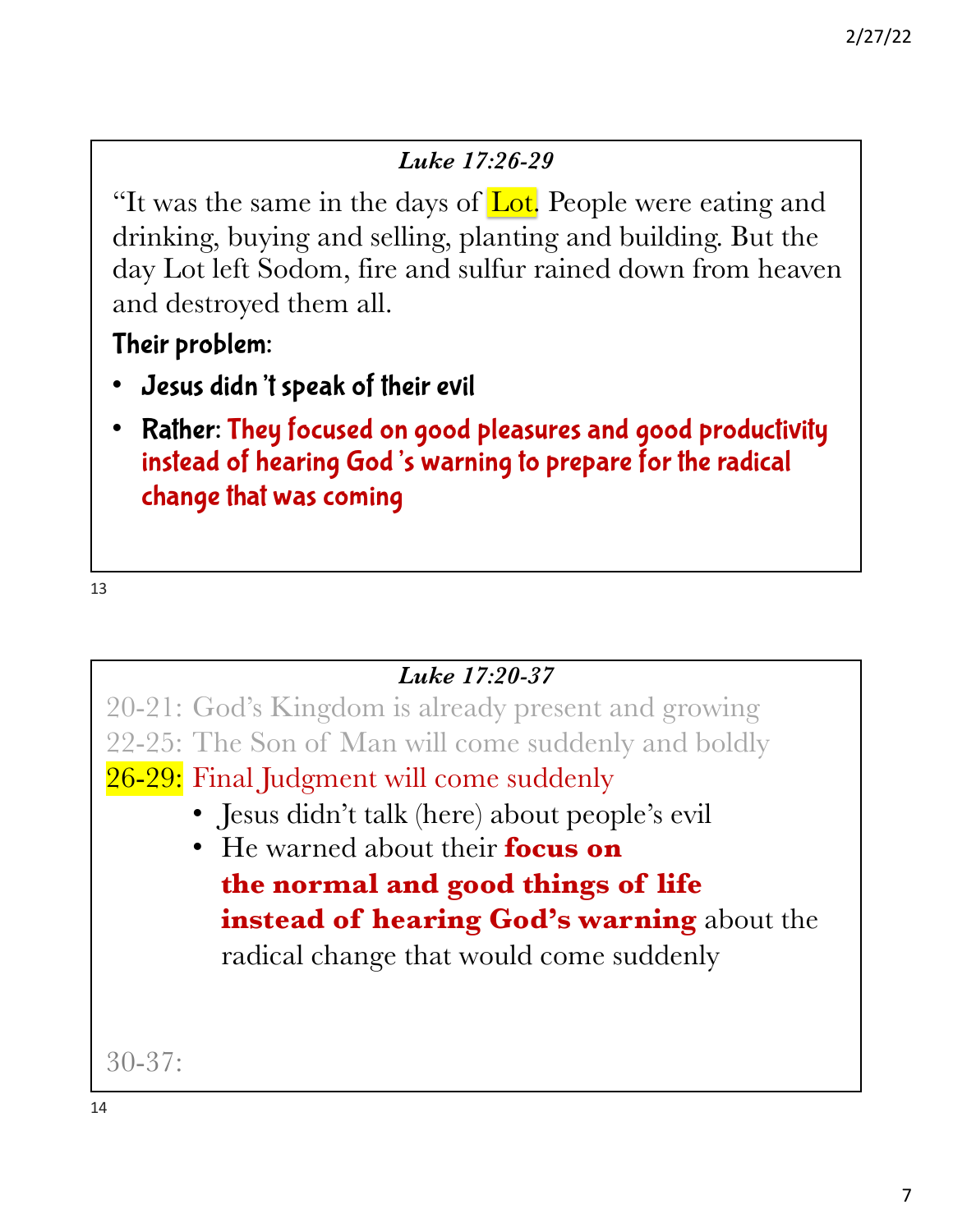### *Luke 17:26-29*

"It was the same in the days of Lot. People were eating and drinking, buying and selling, planting and building. But the day Lot left Sodom, fire and sulfur rained down from heaven and destroyed them all.

**Their problem:**

- **Jesus didn't speak of their evil**
- **Rather: They focused on good pleasures and good productivity instead of hearing God's warning to prepare for the radical change that was coming**

### *Luke 17:20-37*

20-21: God's Kingdom is already present and growing

22-25: The Son of Man will come suddenly and boldly

26-29: Final Judgment will come suddenly

- Jesus didn't talk (here) about people's evil
- He warned about their **focus on the normal and good things of life instead of hearing God's warning** about the radical change that would come suddenly

30-37: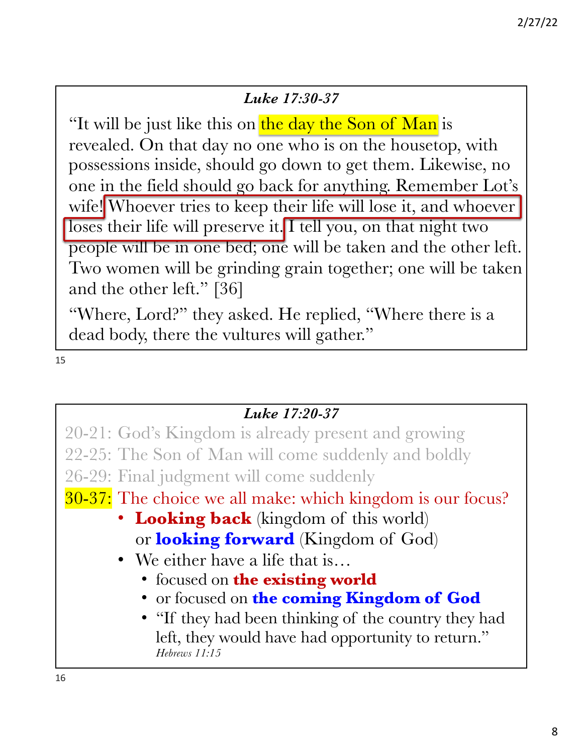### *Luke 17:30-37*

"It will be just like this on the day the Son of Man is revealed. On that day no one who is on the housetop, with possessions inside, should go down to get them. Likewise, no one in the field should go back for anything. Remember Lot's wife! Whoever tries to keep their life will lose it, and whoever loses their life will preserve it. I tell you, on that night two people will be in one bed; one will be taken and the other left. Two women will be grinding grain together; one will be taken and the other left." [36]

"Where, Lord?" they asked. He replied, "Where there is a dead body, there the vultures will gather."

### *Luke 17:20-37*

20-21: God's Kingdom is already present and growing

22-25: The Son of Man will come suddenly and boldly

26-29: Final judgment will come suddenly

30-37: The choice we all make: which kingdom is our focus?

- **Looking back** (kingdom of this world) or **looking forward** (Kingdom of God)
- We either have a life that is…
  - focused on **the existing world**
  - or focused on **the coming Kingdom of God**
  - "If they had been thinking of the country they had left, they would have had opportunity to return." *Hebrews 11:15*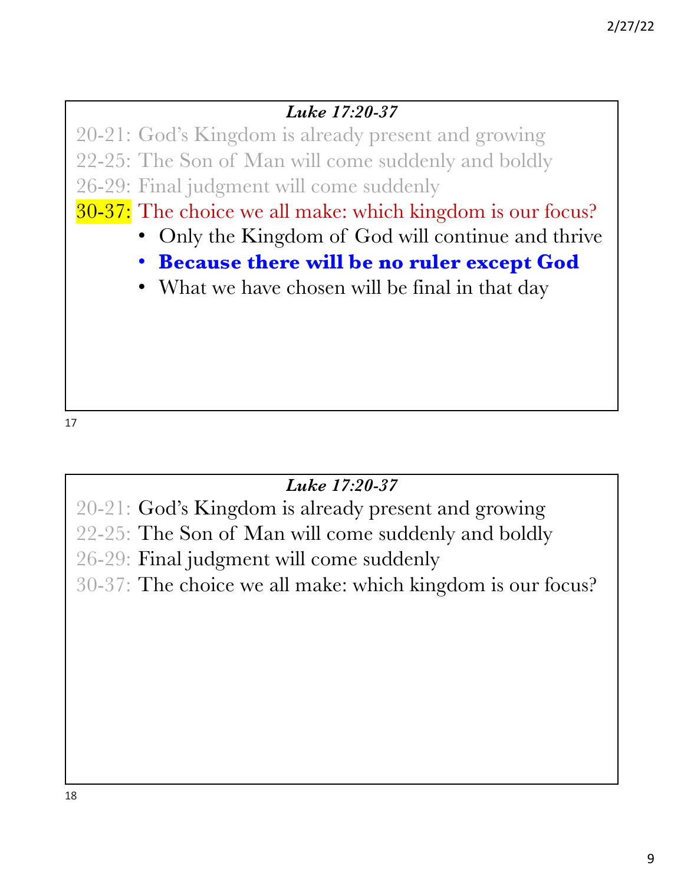### *Luke 17:20-37*

20-21: God's Kingdom is already present and growing
22-25: The Son of Man will come suddenly and boldly
26-29: Final judgment will come suddenly
30-37: The choice we all make: which kingdom is our focus?

- Only the Kingdom of God will continue and thrive
- **Because there will be no ruler except God**
- What we have chosen will be final in that day

### *Luke 17:20-37*

20-21: God's Kingdom is already present and growing
22-25: The Son of Man will come suddenly and boldly
26-29: Final judgment will come suddenly
30-37: The choice we all make: which kingdom is our focus?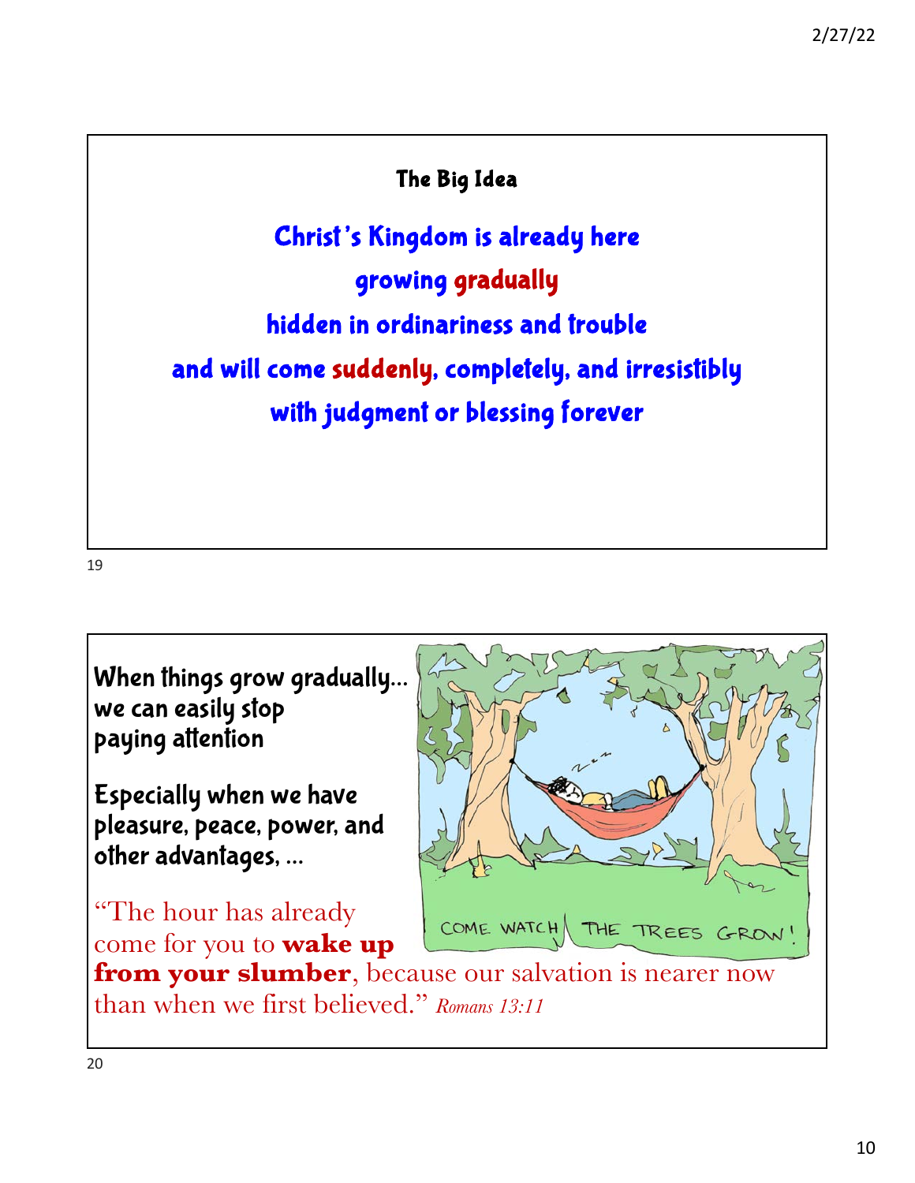## The Big Idea

**Christ's Kingdom is already here**

**growing gradually**

**hidden in ordinariness and trouble**

**and will come suddenly, completely, and irresistibly**

**with judgment or blessing forever**

---

When things grow gradually… we can easily stop paying attention

Especially when we have pleasure, peace, power, and other advantages, …

"The hour has already come for you to **wake up from your slumber**, because our salvation is nearer now than when we first believed." *Romans 13:11*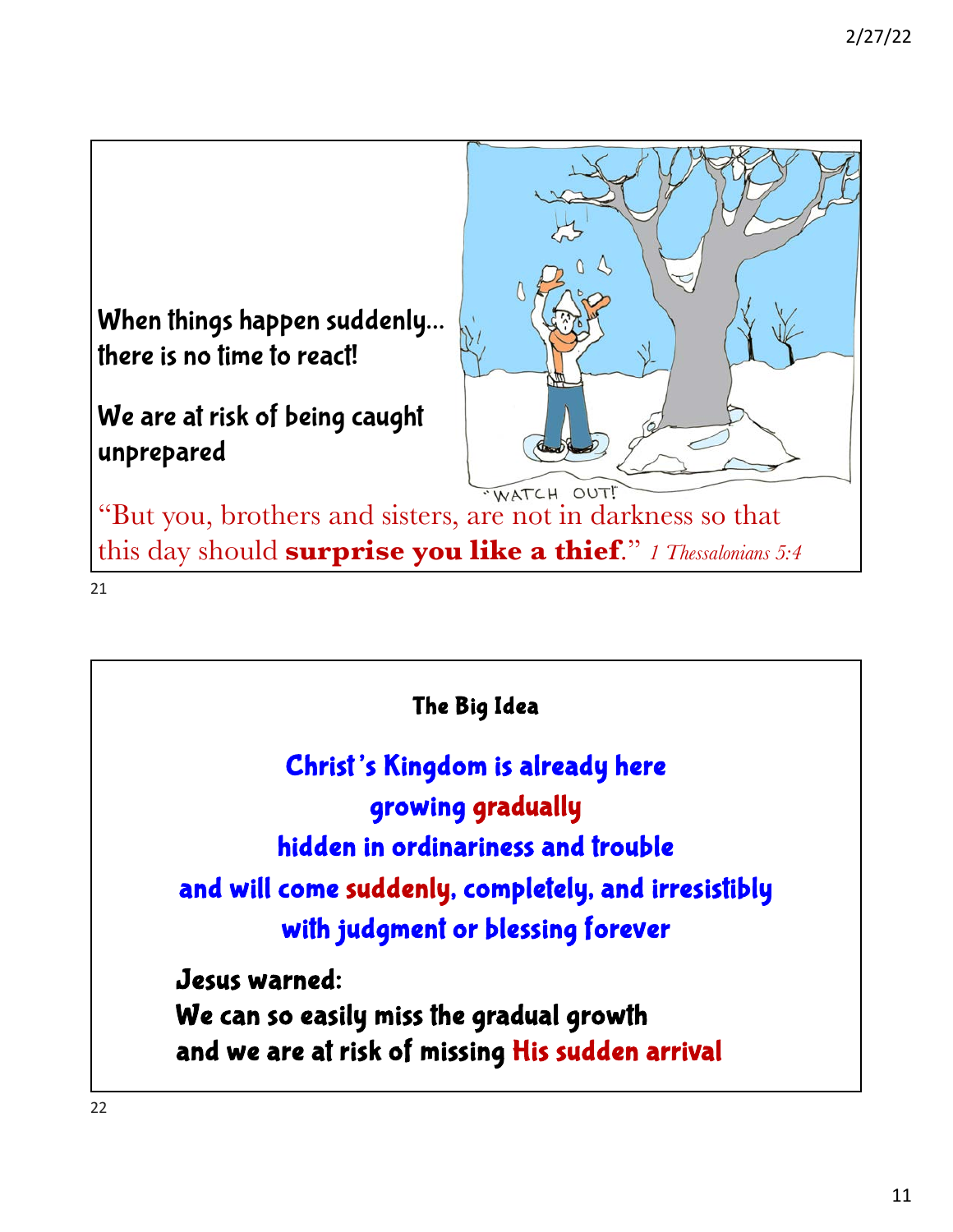When things happen suddenly… there is no time to react!

We are at risk of being caught unprepared

"WATCH OUT!"

"But you, brothers and sisters, are not in darkness so that this day should **surprise you like a thief**." *1 Thessalonians 5:4*

---

## The Big Idea

Christ's Kingdom is already here
growing gradually
hidden in ordinariness and trouble
and will come suddenly, completely, and irresistibly
with judgment or blessing forever

Jesus warned:
We can so easily miss the gradual growth
and we are at risk of missing His sudden arrival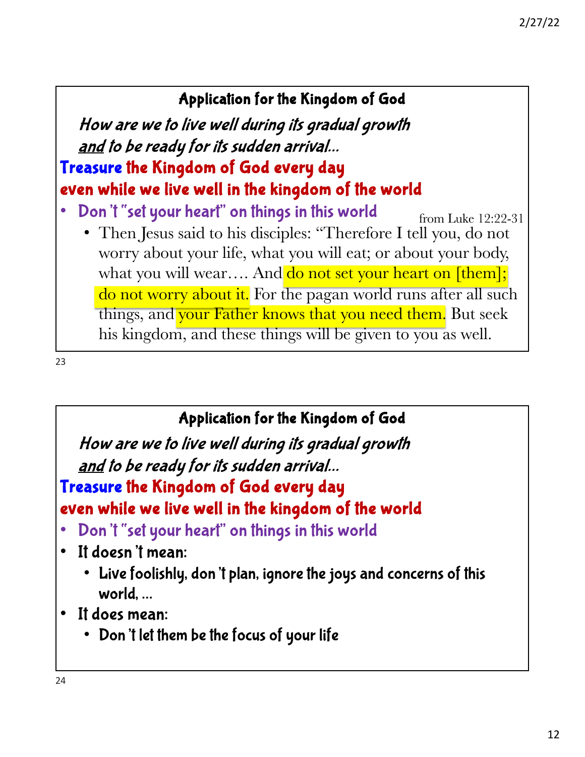## Application for the Kingdom of God

*How are we to live well during its gradual growth*
*<u>and</u> to be ready for its sudden arrival…*

**Treasure the Kingdom of God every day**
**even while we live well in the kingdom of the world**

- Don't "set your heart" on things in this world

from Luke 12:22-31

- Then Jesus said to his disciples: "Therefore I tell you, do not worry about your life, what you will eat; or about your body, what you will wear…. And do not set your heart on [them]; do not worry about it. For the pagan world runs after all such things, and your Father knows that you need them. But seek his kingdom, and these things will be given to you as well.

## Application for the Kingdom of God

*How are we to live well during its gradual growth*
*<u>and</u> to be ready for its sudden arrival…*

**Treasure the Kingdom of God every day**
**even while we live well in the kingdom of the world**

- Don't "set your heart" on things in this world
- It doesn't mean:
  - Live foolishly, don't plan, ignore the joys and concerns of this world, …
- It does mean:
  - Don't let them be the focus of your life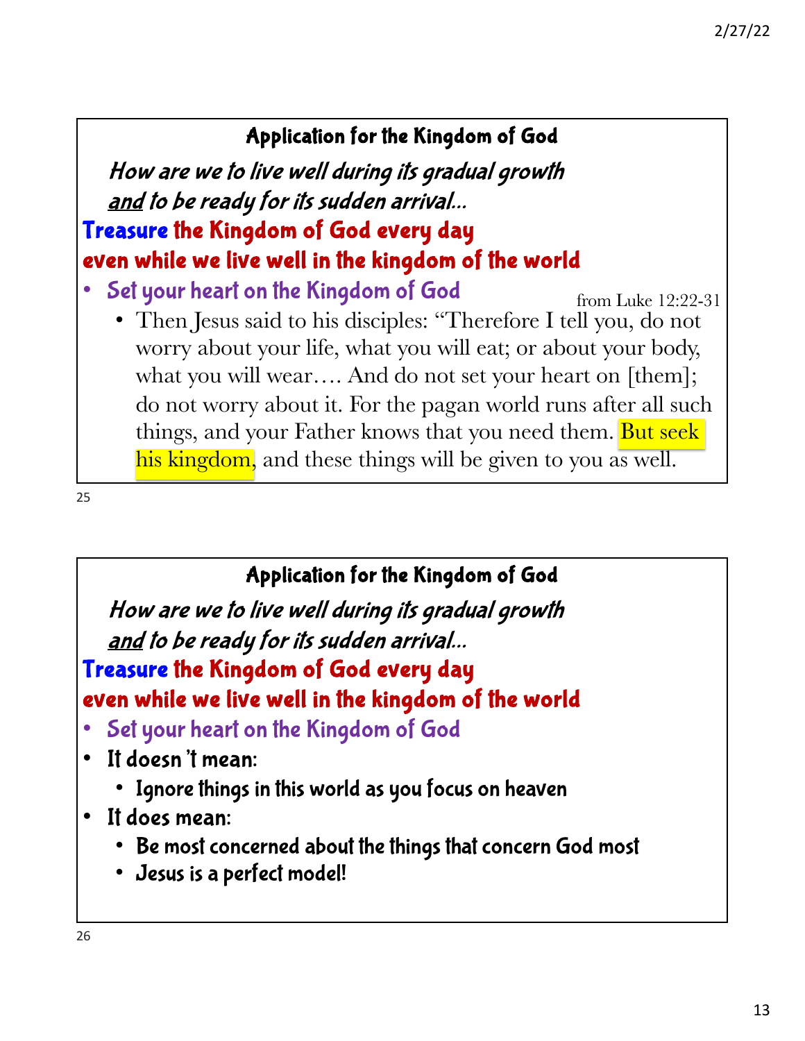## Application for the Kingdom of God

*How are we to live well during its gradual growth*
*<u>and</u> to be ready for its sudden arrival…*

**Treasure the Kingdom of God every day**
**even while we live well in the kingdom of the world**

- Set your heart on the Kingdom of God

from Luke 12:22-31

  - Then Jesus said to his disciples: "Therefore I tell you, do not worry about your life, what you will eat; or about your body, what you will wear…. And do not set your heart on [them]; do not worry about it. For the pagan world runs after all such things, and your Father knows that you need them. But seek his kingdom, and these things will be given to you as well.

## Application for the Kingdom of God

*How are we to live well during its gradual growth*
*<u>and</u> to be ready for its sudden arrival…*

**Treasure the Kingdom of God every day**
**even while we live well in the kingdom of the world**

- Set your heart on the Kingdom of God
- It doesn't mean:
  - Ignore things in this world as you focus on heaven
- It does mean:
  - Be most concerned about the things that concern God most
  - Jesus is a perfect model!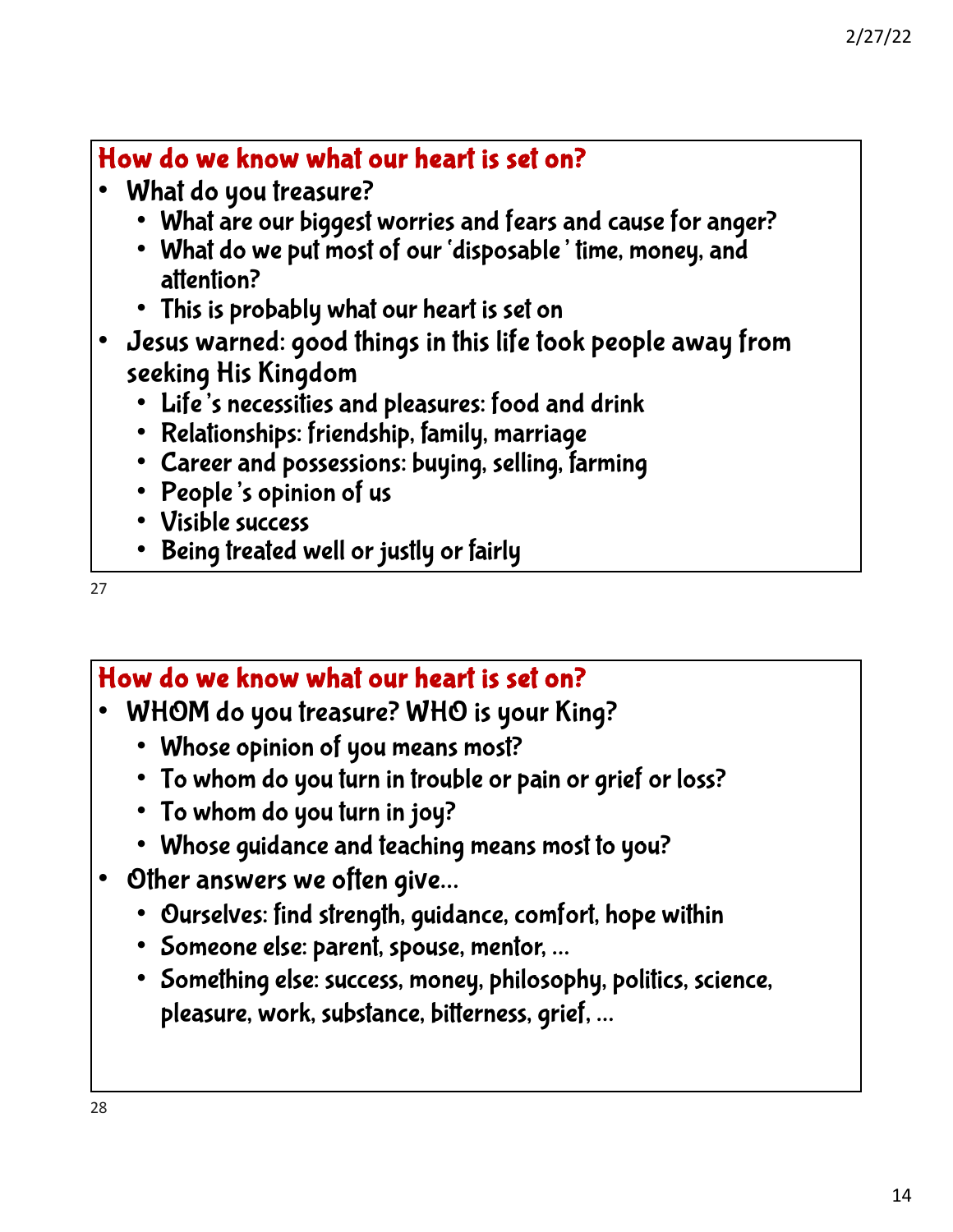## How do we know what our heart is set on?

- What do you treasure?
  - What are our biggest worries and fears and cause for anger?
  - What do we put most of our 'disposable' time, money, and attention?
  - This is probably what our heart is set on
- Jesus warned: good things in this life took people away from seeking His Kingdom
  - Life's necessities and pleasures: food and drink
  - Relationships: friendship, family, marriage
  - Career and possessions: buying, selling, farming
  - People's opinion of us
  - Visible success
  - Being treated well or justly or fairly

## How do we know what our heart is set on?

- WHOM do you treasure? WHO is your King?
  - Whose opinion of you means most?
  - To whom do you turn in trouble or pain or grief or loss?
  - To whom do you turn in joy?
  - Whose guidance and teaching means most to you?
- Other answers we often give…
  - Ourselves: find strength, guidance, comfort, hope within
  - Someone else: parent, spouse, mentor, …
  - Something else: success, money, philosophy, politics, science, pleasure, work, substance, bitterness, grief, …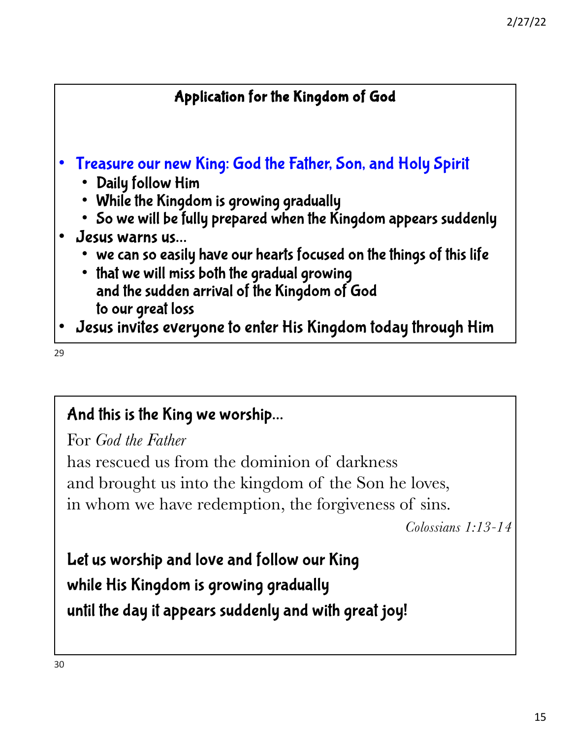## Application for the Kingdom of God

- Treasure our new King: God the Father, Son, and Holy Spirit
  - Daily follow Him
  - While the Kingdom is growing gradually
  - So we will be fully prepared when the Kingdom appears suddenly
- Jesus warns us…
  - we can so easily have our hearts focused on the things of this life
  - that we will miss both the gradual growing
    and the sudden arrival of the Kingdom of God
    to our great loss
- Jesus invites everyone to enter His Kingdom today through Him

## And this is the King we worship…

For *God the Father*
has rescued us from the dominion of darkness
and brought us into the kingdom of the Son he loves,
in whom we have redemption, the forgiveness of sins.

*Colossians 1:13-14*

**Let us worship and love and follow our King**
**while His Kingdom is growing gradually**
**until the day it appears suddenly and with great joy!**